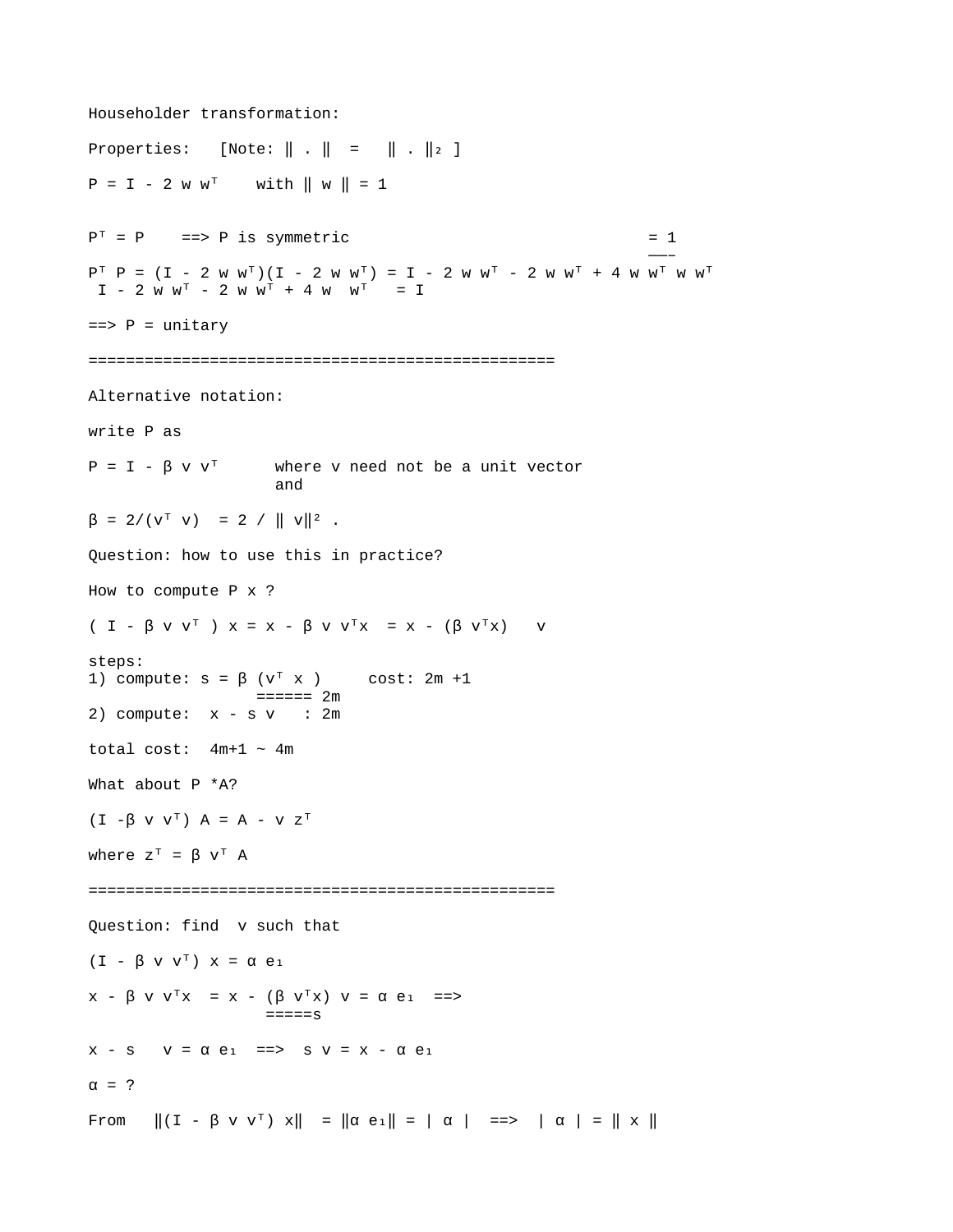Householder transformation:

Properties: [Note: $\| . \| = \| . \|_2$ ]

$P = I - 2 w w^T$ with $\| w \| = 1$

$P^T = P$ ==> P is symmetric

$$P^T P = (I - 2 w w^T)(I - 2 w w^T) = I - 2 w w^T - 2 w w^T + 4 w \underbrace{w^T w}_{= 1} w^T$$

$$I - 2 w w^T - 2 w w^T + 4 w w^T = I$$

==> P = unitary

==================================================

Alternative notation:

write P as

$P = I - \beta v v^T$ where v need not be a unit vector and

$\beta = 2/(v^T v) = 2 / \| v\|^2$ .

Question: how to use this in practice?

How to compute P x ?

$$( I - \beta v v^T ) x = x - \beta v v^T x = x - (\beta v^T x) v$$

steps:
1) compute: $s = \beta \underbrace{(v^T x)}_{2m}$ cost: 2m +1
2) compute: $x - s v$ : 2m

total cost: 4m+1 ~ 4m

What about P *A?

$$(I -\beta v v^T) A = A - v z^T$$

where $z^T = \beta v^T A$

==================================================

Question: find v such that

$$(I - \beta v v^T) x = \alpha e_1$$

$$x - \beta v v^T x = x - \underbrace{(\beta v^T x)}_{s} v = \alpha e_1 \implies$$

$$x - s v = \alpha e_1 \implies s v = x - \alpha e_1$$

$\alpha$ = ?

From $\|(I - \beta v v^T) x\| = \|\alpha e_1\| = | \alpha | \implies | \alpha | = \| x \|$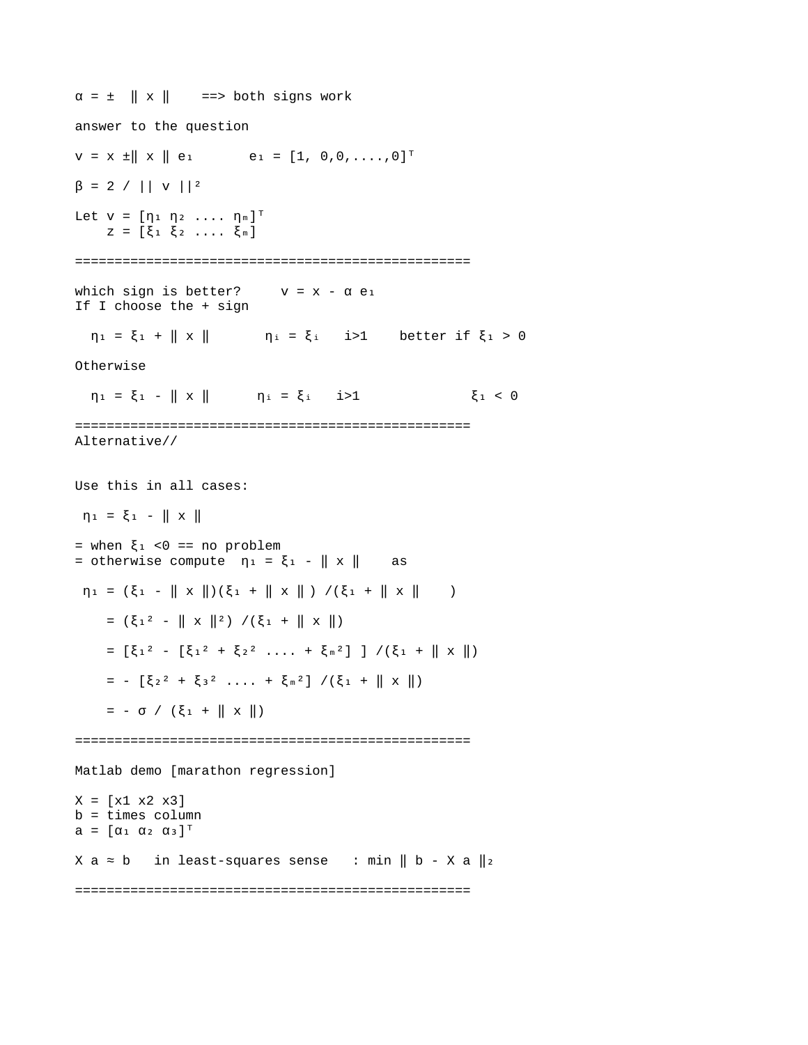$\alpha = \pm \| x \|$ ==> both signs work

answer to the question

$v = x \pm \| x \| e_1$    $e_1 = [1, 0, 0, \ldots, 0]^T$

$\beta = 2 / \| v \|^2$

Let $v = [\eta_1 \ \eta_2 \ \ldots \ \eta_m]^T$
$z = [\xi_1 \ \xi_2 \ \ldots \ \xi_m]$

==================================================

which sign is better?    $v = x - \alpha e_1$
If I choose the + sign

$\eta_1 = \xi_1 + \| x \|$    $\eta_i = \xi_i \quad i>1$    better if $\xi_1 > 0$

Otherwise

$\eta_1 = \xi_1 - \| x \|$    $\eta_i = \xi_i \quad i>1$    $\xi_1 < 0$

==================================================
Alternative//

Use this in all cases:

$\eta_1 = \xi_1 - \| x \|$

= when $\xi_1 < 0$ == no problem
= otherwise compute $\eta_1 = \xi_1 - \| x \|$ as

$$\eta_1 = (\xi_1 - \| x \|)(\xi_1 + \| x \|) / (\xi_1 + \| x \|)$$

$$= (\xi_1^2 - \| x \|^2) / (\xi_1 + \| x \|)$$

$$= [\xi_1^2 - [\xi_1^2 + \xi_2^2 \ldots + \xi_m^2]] / (\xi_1 + \| x \|)$$

$$= - [\xi_2^2 + \xi_3^2 \ldots + \xi_m^2] / (\xi_1 + \| x \|)$$

$$= - \sigma / (\xi_1 + \| x \|)$$

==================================================

Matlab demo [marathon regression]

X = [x1 x2 x3]
b = times column
$a = [\alpha_1 \ \alpha_2 \ \alpha_3]^T$

$X a \approx b$ in least-squares sense : $\min \| b - X a \|_2$

==================================================